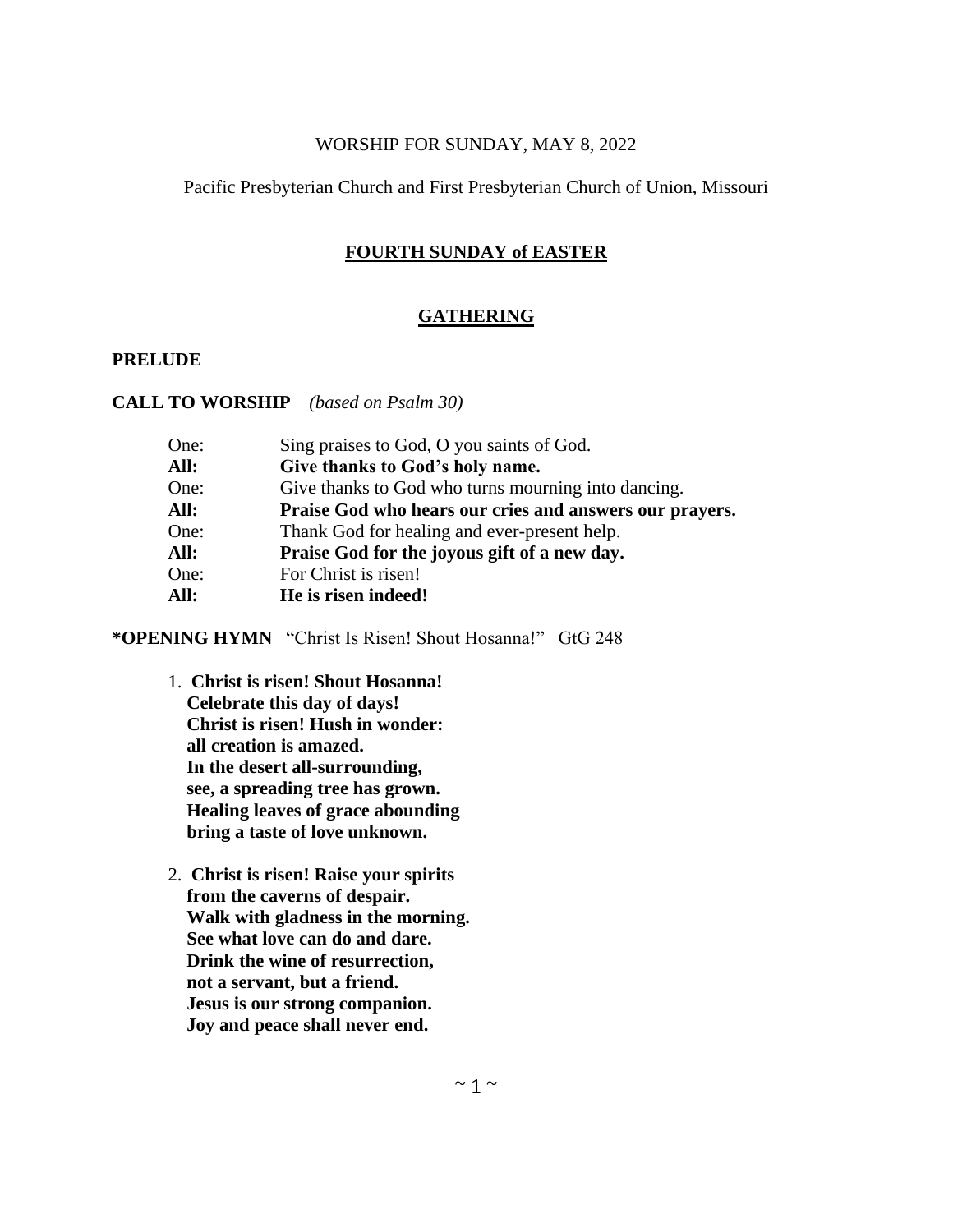WORSHIP FOR SUNDAY, MAY 8, 2022

Pacific Presbyterian Church and First Presbyterian Church of Union, Missouri

## FOURTH SUNDAY of EASTER

## GATHERING

**PRELUDE**

**CALL TO WORSHIP** *(based on Psalm 30)*

One: Sing praises to God, O you saints of God.
**All: Give thanks to God's holy name.**
One: Give thanks to God who turns mourning into dancing.
**All: Praise God who hears our cries and answers our prayers.**
One: Thank God for healing and ever-present help.
**All: Praise God for the joyous gift of a new day.**
One: For Christ is risen!
**All: He is risen indeed!**

**\*OPENING HYMN** "Christ Is Risen! Shout Hosanna!" GtG 248

1. **Christ is risen! Shout Hosanna!**
   **Celebrate this day of days!**
   **Christ is risen! Hush in wonder:**
   **all creation is amazed.**
   **In the desert all-surrounding,**
   **see, a spreading tree has grown.**
   **Healing leaves of grace abounding**
   **bring a taste of love unknown.**

2. **Christ is risen! Raise your spirits**
   **from the caverns of despair.**
   **Walk with gladness in the morning.**
   **See what love can do and dare.**
   **Drink the wine of resurrection,**
   **not a servant, but a friend.**
   **Jesus is our strong companion.**
   **Joy and peace shall never end.**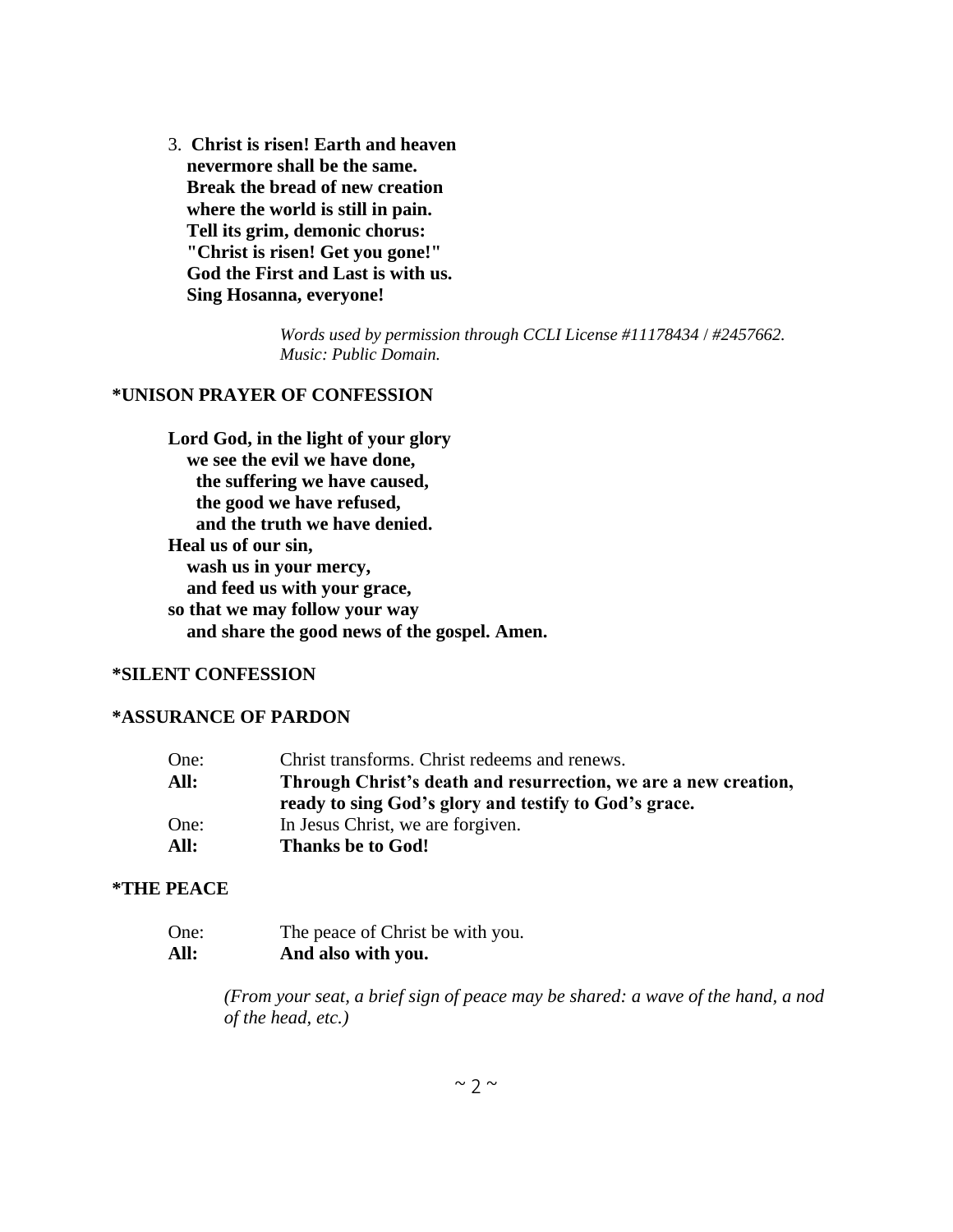3. **Christ is risen! Earth and heaven**
   **nevermore shall be the same.**
   **Break the bread of new creation**
   **where the world is still in pain.**
   **Tell its grim, demonic chorus:**
   **"Christ is risen! Get you gone!"**
   **God the First and Last is with us.**
   **Sing Hosanna, everyone!**

*Words used by permission through CCLI License #11178434 / #2457662.*
*Music: Public Domain.*

**\*UNISON PRAYER OF CONFESSION**

**Lord God, in the light of your glory**
**we see the evil we have done,**
**the suffering we have caused,**
**the good we have refused,**
**and the truth we have denied.**
**Heal us of our sin,**
**wash us in your mercy,**
**and feed us with your grace,**
**so that we may follow your way**
**and share the good news of the gospel. Amen.**

**\*SILENT CONFESSION**

**\*ASSURANCE OF PARDON**

One: Christ transforms. Christ redeems and renews.
**All: Through Christ's death and resurrection, we are a new creation, ready to sing God's glory and testify to God's grace.**
One: In Jesus Christ, we are forgiven.
**All: Thanks be to God!**

**\*THE PEACE**

One: The peace of Christ be with you.
**All: And also with you.**

*(From your seat, a brief sign of peace may be shared: a wave of the hand, a nod of the head, etc.)*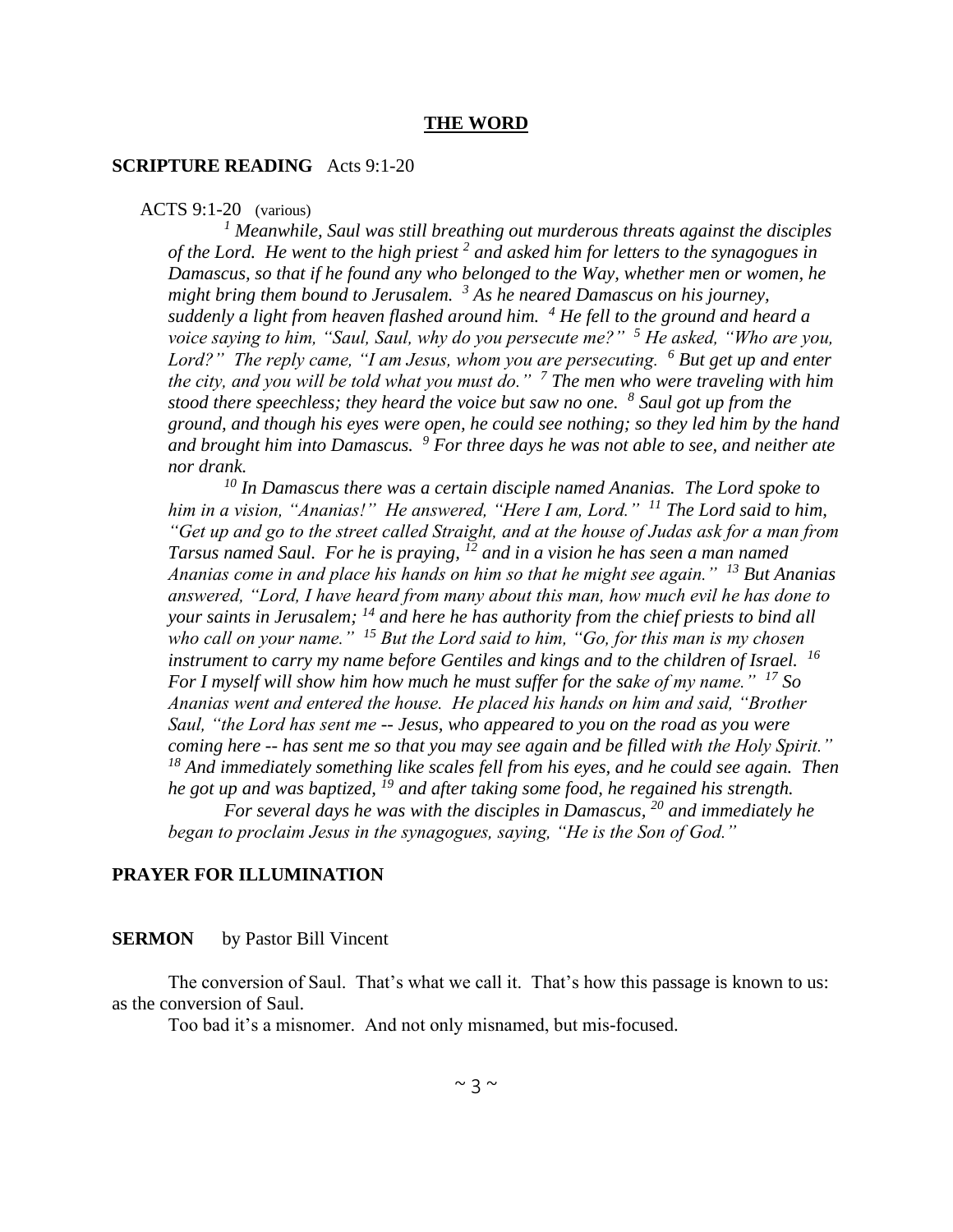**THE WORD**

**SCRIPTURE READING** Acts 9:1-20

ACTS 9:1-20 (various)

*[1] Meanwhile, Saul was still breathing out murderous threats against the disciples of the Lord. He went to the high priest [2] and asked him for letters to the synagogues in Damascus, so that if he found any who belonged to the Way, whether men or women, he might bring them bound to Jerusalem. [3] As he neared Damascus on his journey, suddenly a light from heaven flashed around him. [4] He fell to the ground and heard a voice saying to him, "Saul, Saul, why do you persecute me?" [5] He asked, "Who are you, Lord?" The reply came, "I am Jesus, whom you are persecuting. [6] But get up and enter the city, and you will be told what you must do." [7] The men who were traveling with him stood there speechless; they heard the voice but saw no one. [8] Saul got up from the ground, and though his eyes were open, he could see nothing; so they led him by the hand and brought him into Damascus. [9] For three days he was not able to see, and neither ate nor drank.*

*[10] In Damascus there was a certain disciple named Ananias. The Lord spoke to him in a vision, "Ananias!" He answered, "Here I am, Lord." [11] The Lord said to him, "Get up and go to the street called Straight, and at the house of Judas ask for a man from Tarsus named Saul. For he is praying, [12] and in a vision he has seen a man named Ananias come in and place his hands on him so that he might see again." [13] But Ananias answered, "Lord, I have heard from many about this man, how much evil he has done to your saints in Jerusalem; [14] and here he has authority from the chief priests to bind all who call on your name." [15] But the Lord said to him, "Go, for this man is my chosen instrument to carry my name before Gentiles and kings and to the children of Israel. [16] For I myself will show him how much he must suffer for the sake of my name." [17] So Ananias went and entered the house. He placed his hands on him and said, "Brother Saul, "the Lord has sent me -- Jesus, who appeared to you on the road as you were coming here -- has sent me so that you may see again and be filled with the Holy Spirit." [18] And immediately something like scales fell from his eyes, and he could see again. Then he got up and was baptized, [19] and after taking some food, he regained his strength.*

*For several days he was with the disciples in Damascus, [20] and immediately he began to proclaim Jesus in the synagogues, saying, "He is the Son of God."*

**PRAYER FOR ILLUMINATION**

**SERMON** by Pastor Bill Vincent

The conversion of Saul. That's what we call it. That's how this passage is known to us: as the conversion of Saul.

Too bad it's a misnomer. And not only misnamed, but mis-focused.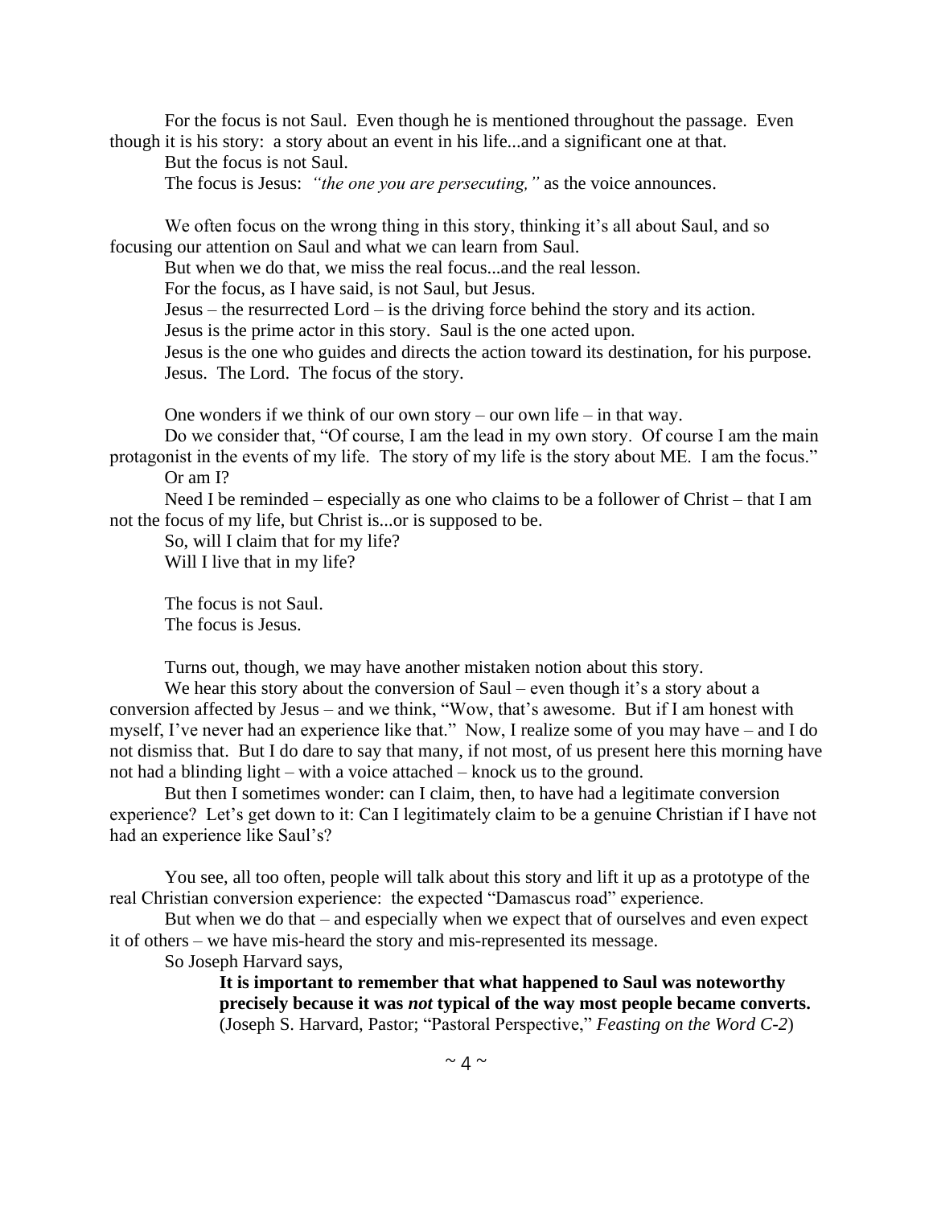For the focus is not Saul. Even though he is mentioned throughout the passage. Even though it is his story: a story about an event in his life...and a significant one at that.

But the focus is not Saul.

The focus is Jesus: *"the one you are persecuting,"* as the voice announces.

We often focus on the wrong thing in this story, thinking it's all about Saul, and so focusing our attention on Saul and what we can learn from Saul.

But when we do that, we miss the real focus...and the real lesson.

For the focus, as I have said, is not Saul, but Jesus.

Jesus – the resurrected Lord – is the driving force behind the story and its action.

Jesus is the prime actor in this story. Saul is the one acted upon.

Jesus is the one who guides and directs the action toward its destination, for his purpose.

Jesus. The Lord. The focus of the story.

One wonders if we think of our own story – our own life – in that way.

Do we consider that, "Of course, I am the lead in my own story. Of course I am the main protagonist in the events of my life. The story of my life is the story about ME. I am the focus."

Or am I?

Need I be reminded – especially as one who claims to be a follower of Christ – that I am not the focus of my life, but Christ is...or is supposed to be.

So, will I claim that for my life?

Will I live that in my life?

The focus is not Saul.

The focus is Jesus.

Turns out, though, we may have another mistaken notion about this story.

We hear this story about the conversion of Saul – even though it's a story about a conversion affected by Jesus – and we think, "Wow, that's awesome. But if I am honest with myself, I've never had an experience like that." Now, I realize some of you may have – and I do not dismiss that. But I do dare to say that many, if not most, of us present here this morning have not had a blinding light – with a voice attached – knock us to the ground.

But then I sometimes wonder: can I claim, then, to have had a legitimate conversion experience? Let's get down to it: Can I legitimately claim to be a genuine Christian if I have not had an experience like Saul's?

You see, all too often, people will talk about this story and lift it up as a prototype of the real Christian conversion experience: the expected "Damascus road" experience.

But when we do that – and especially when we expect that of ourselves and even expect it of others – we have mis-heard the story and mis-represented its message.

So Joseph Harvard says,

> **It is important to remember that what happened to Saul was noteworthy precisely because it was *not* typical of the way most people became converts.** (Joseph S. Harvard, Pastor; "Pastoral Perspective," *Feasting on the Word C-2*)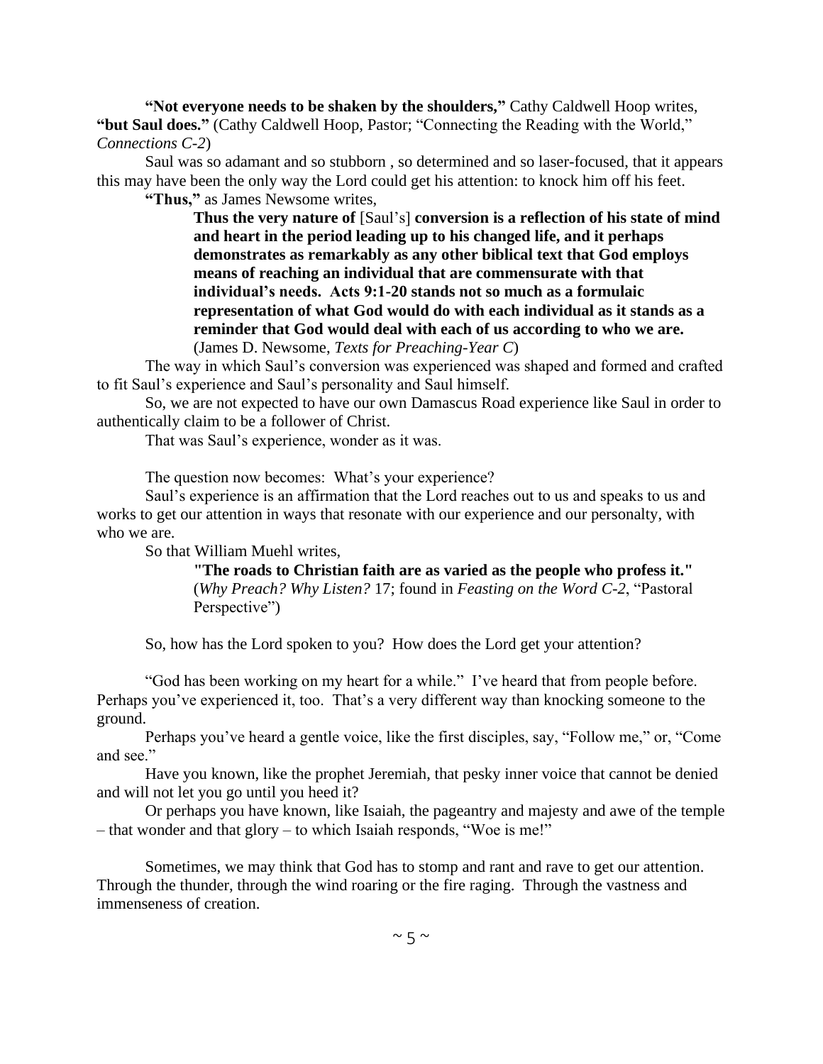**"Not everyone needs to be shaken by the shoulders,"** Cathy Caldwell Hoop writes, **"but Saul does."** (Cathy Caldwell Hoop, Pastor; "Connecting the Reading with the World," *Connections C-2*)

Saul was so adamant and so stubborn , so determined and so laser-focused, that it appears this may have been the only way the Lord could get his attention: to knock him off his feet.

**"Thus,"** as James Newsome writes,

> **Thus the very nature of** [Saul's] **conversion is a reflection of his state of mind and heart in the period leading up to his changed life, and it perhaps demonstrates as remarkably as any other biblical text that God employs means of reaching an individual that are commensurate with that individual's needs. Acts 9:1-20 stands not so much as a formulaic representation of what God would do with each individual as it stands as a reminder that God would deal with each of us according to who we are.** (James D. Newsome, *Texts for Preaching-Year C*)

The way in which Saul's conversion was experienced was shaped and formed and crafted to fit Saul's experience and Saul's personality and Saul himself.

So, we are not expected to have our own Damascus Road experience like Saul in order to authentically claim to be a follower of Christ.

That was Saul's experience, wonder as it was.

The question now becomes: What's your experience?

Saul's experience is an affirmation that the Lord reaches out to us and speaks to us and works to get our attention in ways that resonate with our experience and our personalty, with who we are.

So that William Muehl writes,

> **"The roads to Christian faith are as varied as the people who profess it."** (*Why Preach? Why Listen?* 17; found in *Feasting on the Word C-2*, "Pastoral Perspective")

So, how has the Lord spoken to you? How does the Lord get your attention?

"God has been working on my heart for a while." I've heard that from people before. Perhaps you've experienced it, too. That's a very different way than knocking someone to the ground.

Perhaps you've heard a gentle voice, like the first disciples, say, "Follow me," or, "Come and see."

Have you known, like the prophet Jeremiah, that pesky inner voice that cannot be denied and will not let you go until you heed it?

Or perhaps you have known, like Isaiah, the pageantry and majesty and awe of the temple – that wonder and that glory – to which Isaiah responds, "Woe is me!"

Sometimes, we may think that God has to stomp and rant and rave to get our attention. Through the thunder, through the wind roaring or the fire raging. Through the vastness and immenseness of creation.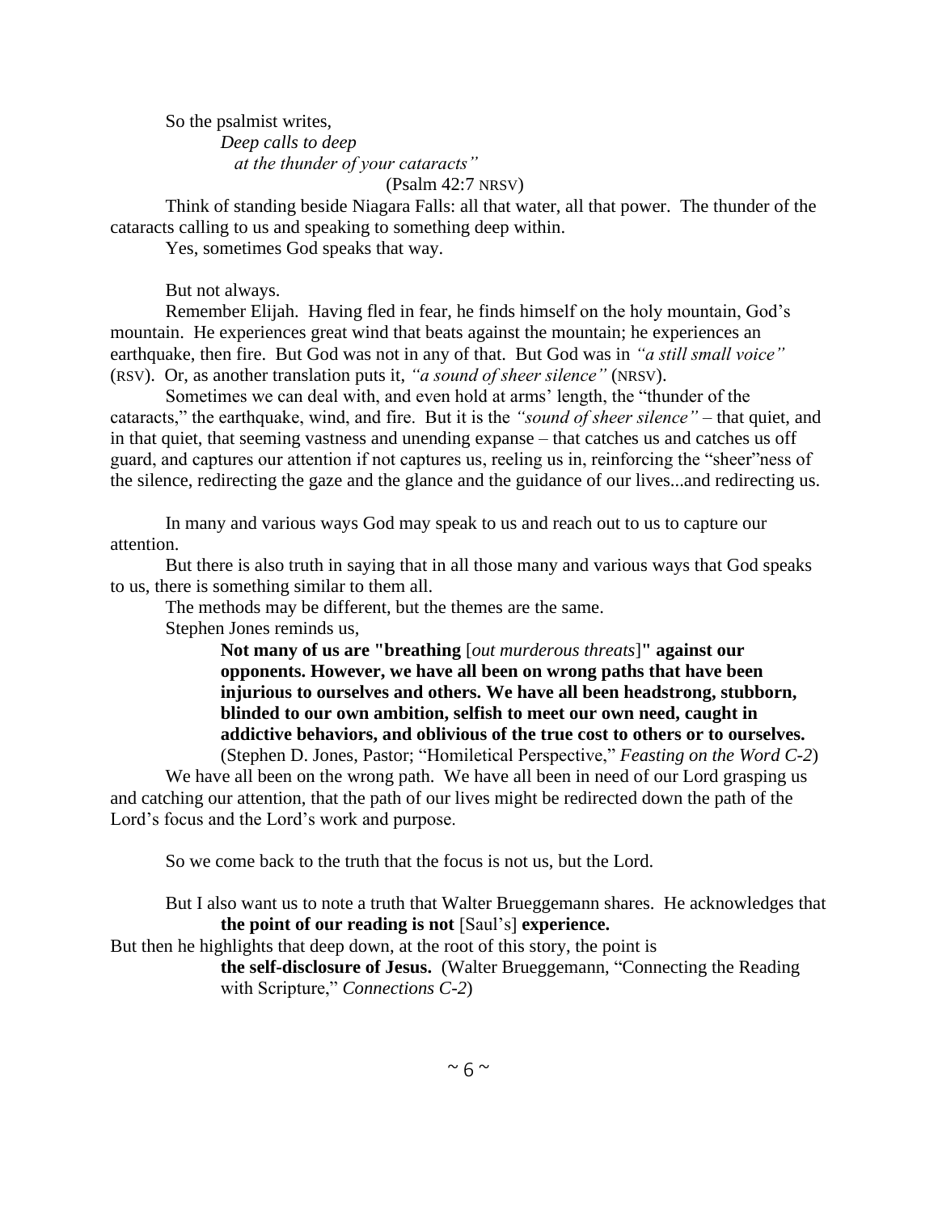So the psalmist writes,

> *Deep calls to deep*
> *at the thunder of your cataracts"*
>
> (Psalm 42:7 NRSV)

Think of standing beside Niagara Falls: all that water, all that power. The thunder of the cataracts calling to us and speaking to something deep within.

Yes, sometimes God speaks that way.

But not always.

Remember Elijah. Having fled in fear, he finds himself on the holy mountain, God's mountain. He experiences great wind that beats against the mountain; he experiences an earthquake, then fire. But God was not in any of that. But God was in *"a still small voice"* (RSV). Or, as another translation puts it, *"a sound of sheer silence"* (NRSV).

Sometimes we can deal with, and even hold at arms' length, the "thunder of the cataracts," the earthquake, wind, and fire. But it is the *"sound of sheer silence"* – that quiet, and in that quiet, that seeming vastness and unending expanse – that catches us and catches us off guard, and captures our attention if not captures us, reeling us in, reinforcing the "sheer"ness of the silence, redirecting the gaze and the glance and the guidance of our lives...and redirecting us.

In many and various ways God may speak to us and reach out to us to capture our attention.

But there is also truth in saying that in all those many and various ways that God speaks to us, there is something similar to them all.

The methods may be different, but the themes are the same.

Stephen Jones reminds us,

> **Not many of us are "breathing** [*out murderous threats*]**" against our opponents. However, we have all been on wrong paths that have been injurious to ourselves and others. We have all been headstrong, stubborn, blinded to our own ambition, selfish to meet our own need, caught in addictive behaviors, and oblivious of the true cost to others or to ourselves.** (Stephen D. Jones, Pastor; "Homiletical Perspective," *Feasting on the Word C-2*)

We have all been on the wrong path. We have all been in need of our Lord grasping us and catching our attention, that the path of our lives might be redirected down the path of the Lord's focus and the Lord's work and purpose.

So we come back to the truth that the focus is not us, but the Lord.

But I also want us to note a truth that Walter Brueggemann shares. He acknowledges that

> **the point of our reading is not** [Saul's] **experience.**

But then he highlights that deep down, at the root of this story, the point is

> **the self-disclosure of Jesus.** (Walter Brueggemann, "Connecting the Reading with Scripture," *Connections C-2*)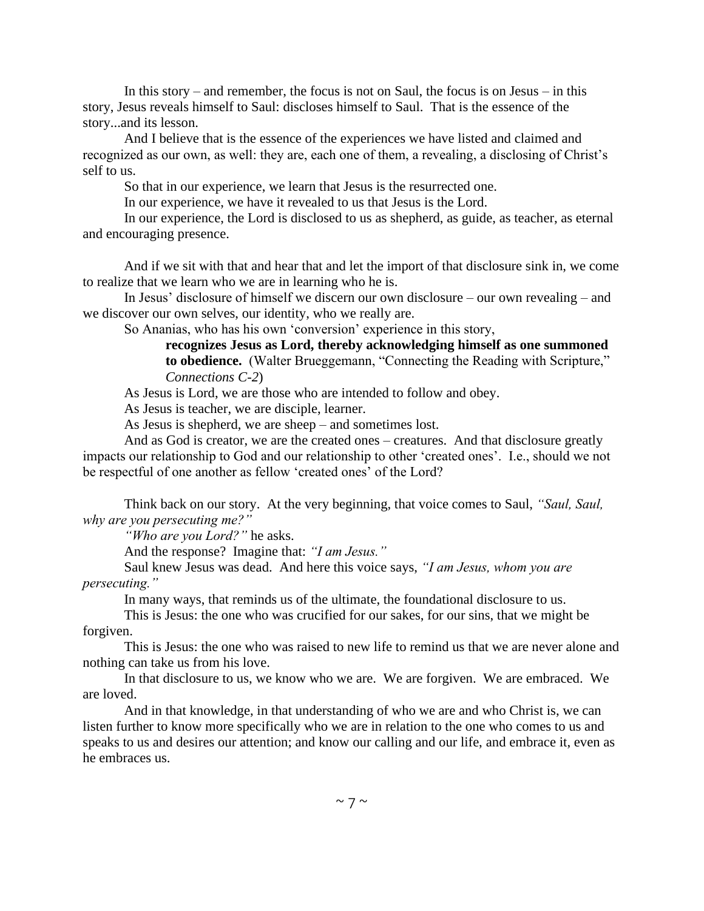In this story – and remember, the focus is not on Saul, the focus is on Jesus – in this story, Jesus reveals himself to Saul: discloses himself to Saul. That is the essence of the story...and its lesson.

And I believe that is the essence of the experiences we have listed and claimed and recognized as our own, as well: they are, each one of them, a revealing, a disclosing of Christ's self to us.

So that in our experience, we learn that Jesus is the resurrected one.

In our experience, we have it revealed to us that Jesus is the Lord.

In our experience, the Lord is disclosed to us as shepherd, as guide, as teacher, as eternal and encouraging presence.

And if we sit with that and hear that and let the import of that disclosure sink in, we come to realize that we learn who we are in learning who he is.

In Jesus' disclosure of himself we discern our own disclosure – our own revealing – and we discover our own selves, our identity, who we really are.

So Ananias, who has his own 'conversion' experience in this story,

> **recognizes Jesus as Lord, thereby acknowledging himself as one summoned to obedience.** (Walter Brueggemann, "Connecting the Reading with Scripture," *Connections C-2*)

As Jesus is Lord, we are those who are intended to follow and obey.

As Jesus is teacher, we are disciple, learner.

As Jesus is shepherd, we are sheep – and sometimes lost.

And as God is creator, we are the created ones – creatures. And that disclosure greatly impacts our relationship to God and our relationship to other 'created ones'. I.e., should we not be respectful of one another as fellow 'created ones' of the Lord?

Think back on our story. At the very beginning, that voice comes to Saul, *"Saul, Saul, why are you persecuting me?"*

*"Who are you Lord?"* he asks.

And the response? Imagine that: *"I am Jesus."*

Saul knew Jesus was dead. And here this voice says, *"I am Jesus, whom you are persecuting."*

In many ways, that reminds us of the ultimate, the foundational disclosure to us.

This is Jesus: the one who was crucified for our sakes, for our sins, that we might be forgiven.

This is Jesus: the one who was raised to new life to remind us that we are never alone and nothing can take us from his love.

In that disclosure to us, we know who we are. We are forgiven. We are embraced. We are loved.

And in that knowledge, in that understanding of who we are and who Christ is, we can listen further to know more specifically who we are in relation to the one who comes to us and speaks to us and desires our attention; and know our calling and our life, and embrace it, even as he embraces us.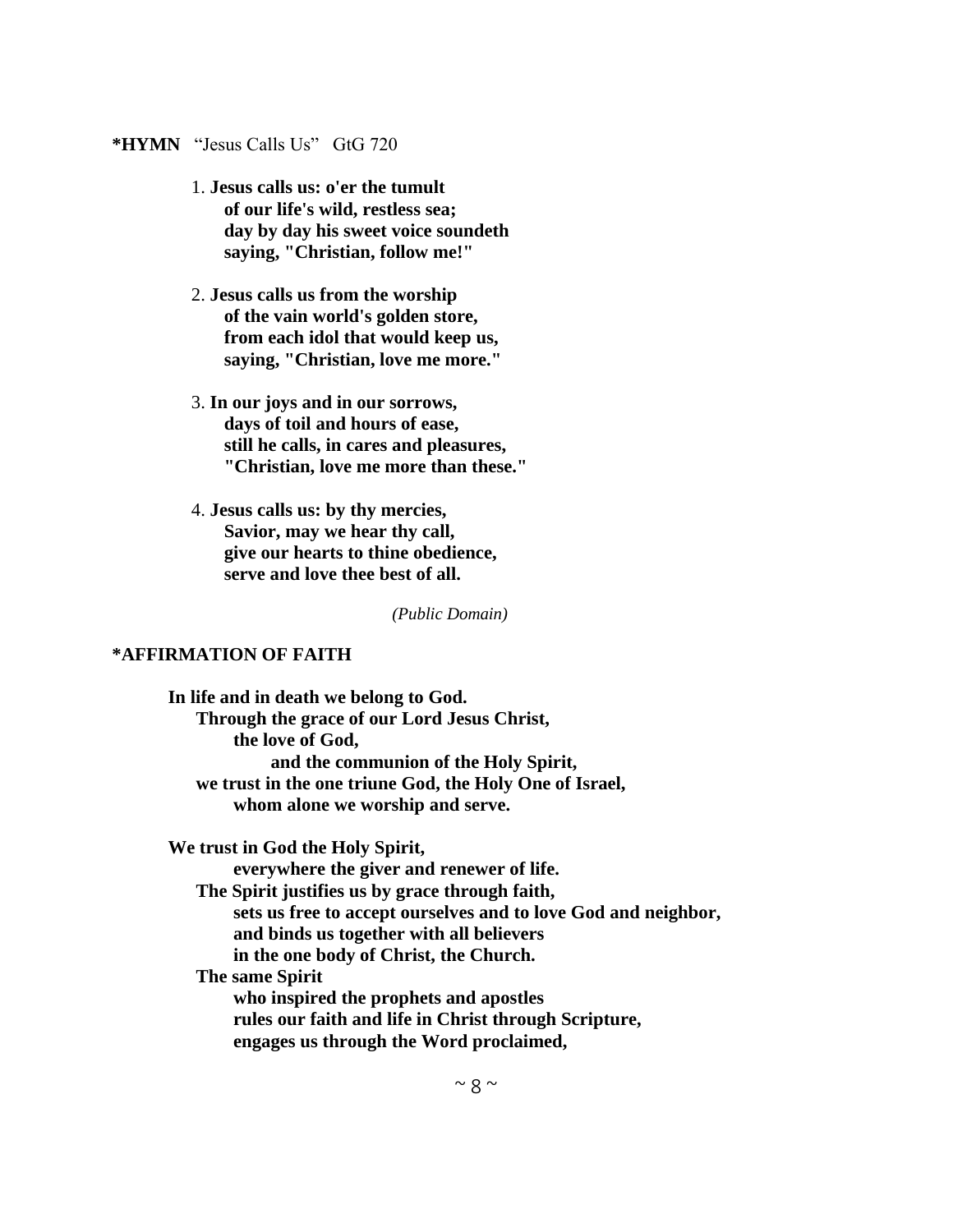**\*HYMN** "Jesus Calls Us" GtG 720

1. **Jesus calls us: o'er the tumult**
   **of our life's wild, restless sea;**
   **day by day his sweet voice soundeth**
   **saying, "Christian, follow me!"**

2. **Jesus calls us from the worship**
   **of the vain world's golden store,**
   **from each idol that would keep us,**
   **saying, "Christian, love me more."**

3. **In our joys and in our sorrows,**
   **days of toil and hours of ease,**
   **still he calls, in cares and pleasures,**
   **"Christian, love me more than these."**

4. **Jesus calls us: by thy mercies,**
   **Savior, may we hear thy call,**
   **give our hearts to thine obedience,**
   **serve and love thee best of all.**

*(Public Domain)*

**\*AFFIRMATION OF FAITH**

**In life and in death we belong to God.**
**Through the grace of our Lord Jesus Christ,**
**the love of God,**
**and the communion of the Holy Spirit,**
**we trust in the one triune God, the Holy One of Israel,**
**whom alone we worship and serve.**

**We trust in God the Holy Spirit,**
**everywhere the giver and renewer of life.**
**The Spirit justifies us by grace through faith,**
**sets us free to accept ourselves and to love God and neighbor,**
**and binds us together with all believers**
**in the one body of Christ, the Church.**
**The same Spirit**
**who inspired the prophets and apostles**
**rules our faith and life in Christ through Scripture,**
**engages us through the Word proclaimed,**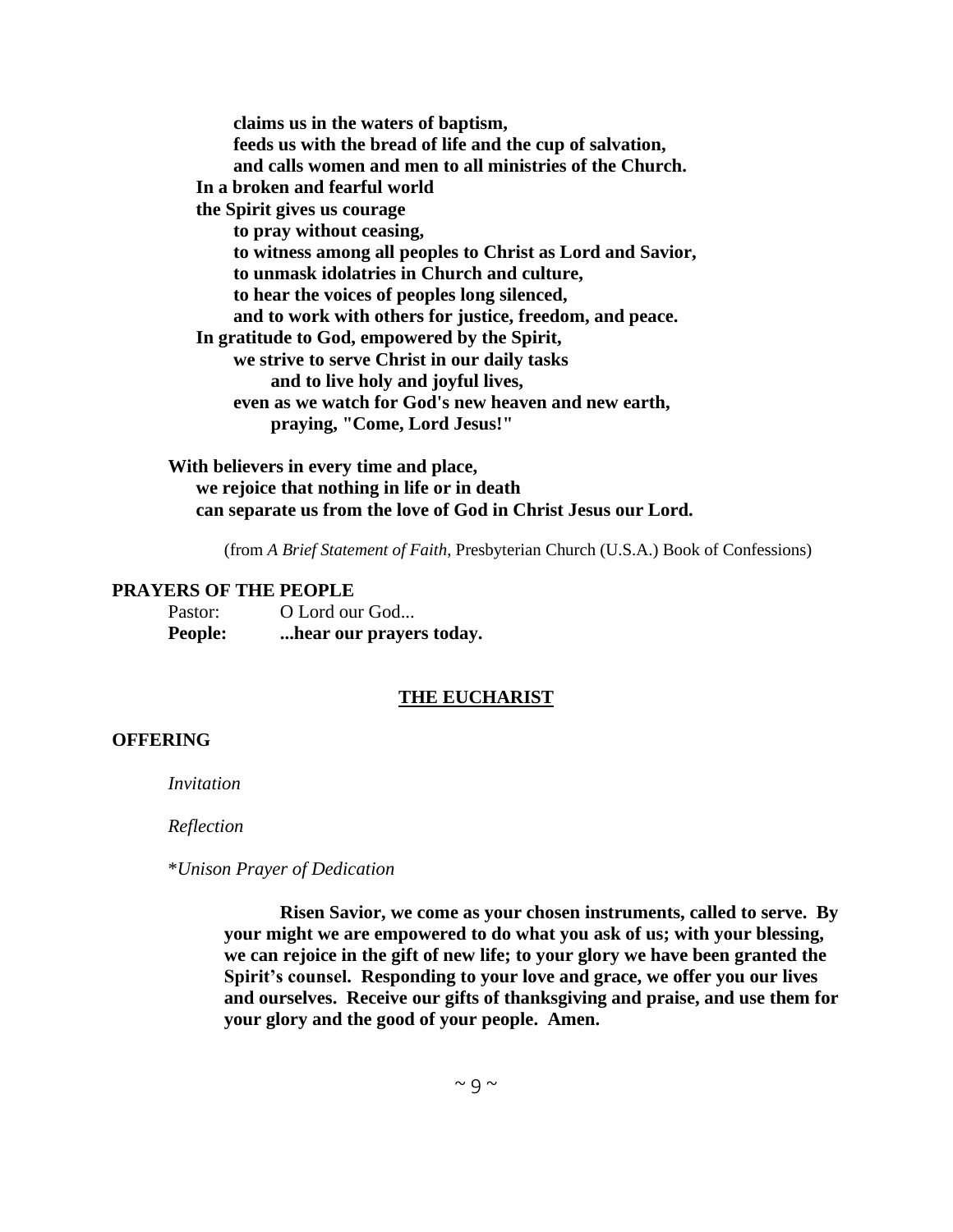**claims us in the waters of baptism,**
**feeds us with the bread of life and the cup of salvation,**
**and calls women and men to all ministries of the Church.**
**In a broken and fearful world**
**the Spirit gives us courage**
**to pray without ceasing,**
**to witness among all peoples to Christ as Lord and Savior,**
**to unmask idolatries in Church and culture,**
**to hear the voices of peoples long silenced,**
**and to work with others for justice, freedom, and peace.**
**In gratitude to God, empowered by the Spirit,**
**we strive to serve Christ in our daily tasks**
**and to live holy and joyful lives,**
**even as we watch for God's new heaven and new earth,**
**praying, "Come, Lord Jesus!"**

**With believers in every time and place,**
**we rejoice that nothing in life or in death**
**can separate us from the love of God in Christ Jesus our Lord.**

(from *A Brief Statement of Faith*, Presbyterian Church (U.S.A.) Book of Confessions)

**PRAYERS OF THE PEOPLE**

Pastor: O Lord our God...
**People: ...hear our prayers today.**

## THE EUCHARIST

**OFFERING**

*Invitation*

*Reflection*

\**Unison Prayer of Dedication*

**Risen Savior, we come as your chosen instruments, called to serve. By your might we are empowered to do what you ask of us; with your blessing, we can rejoice in the gift of new life; to your glory we have been granted the Spirit's counsel. Responding to your love and grace, we offer you our lives and ourselves. Receive our gifts of thanksgiving and praise, and use them for your glory and the good of your people. Amen.**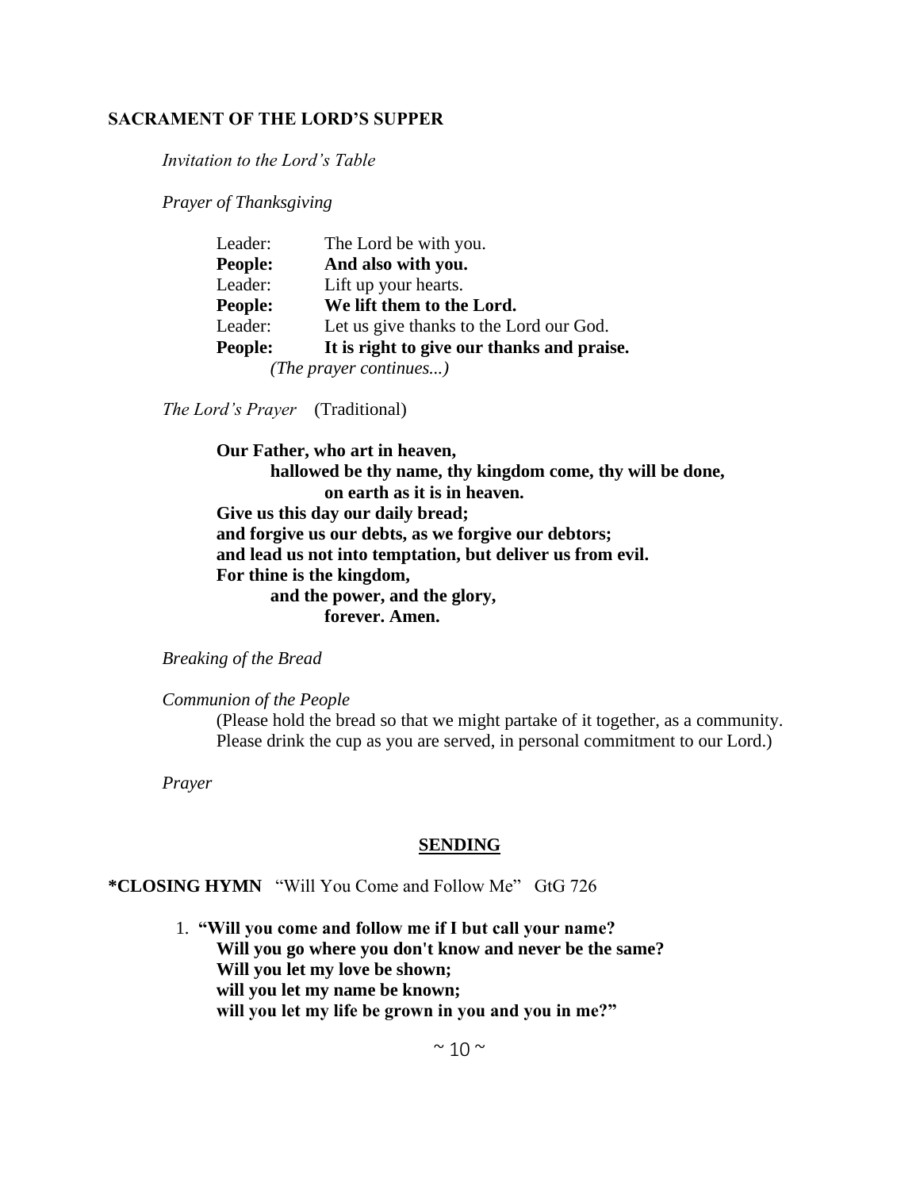## SACRAMENT OF THE LORD'S SUPPER

*Invitation to the Lord's Table*

*Prayer of Thanksgiving*

Leader: The Lord be with you.
**People: And also with you.**
Leader: Lift up your hearts.
**People: We lift them to the Lord.**
Leader: Let us give thanks to the Lord our God.
**People: It is right to give our thanks and praise.**
*(The prayer continues...)*

*The Lord's Prayer* (Traditional)

**Our Father, who art in heaven,**
**hallowed be thy name, thy kingdom come, thy will be done,**
**on earth as it is in heaven.**
**Give us this day our daily bread;**
**and forgive us our debts, as we forgive our debtors;**
**and lead us not into temptation, but deliver us from evil.**
**For thine is the kingdom,**
**and the power, and the glory,**
**forever. Amen.**

*Breaking of the Bread*

*Communion of the People*
(Please hold the bread so that we might partake of it together, as a community. Please drink the cup as you are served, in personal commitment to our Lord.)

*Prayer*

## SENDING

**\*CLOSING HYMN** "Will You Come and Follow Me" GtG 726

1. **"Will you come and follow me if I but call your name?**
   **Will you go where you don't know and never be the same?**
   **Will you let my love be shown;**
   **will you let my name be known;**
   **will you let my life be grown in you and you in me?"**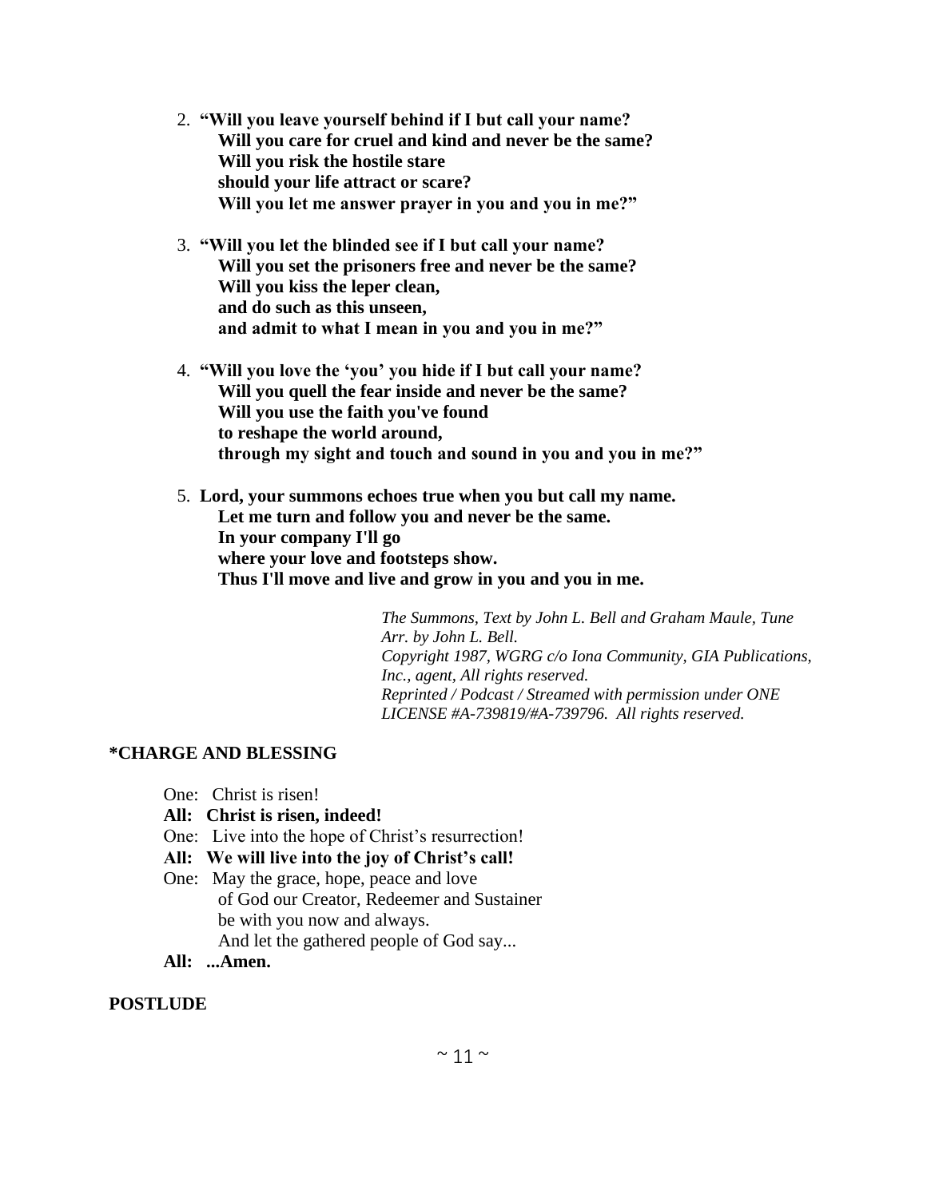2. **"Will you leave yourself behind if I but call your name?**
   **Will you care for cruel and kind and never be the same?**
   **Will you risk the hostile stare**
   **should your life attract or scare?**
   **Will you let me answer prayer in you and you in me?"**

3. **"Will you let the blinded see if I but call your name?**
   **Will you set the prisoners free and never be the same?**
   **Will you kiss the leper clean,**
   **and do such as this unseen,**
   **and admit to what I mean in you and you in me?"**

4. **"Will you love the 'you' you hide if I but call your name?**
   **Will you quell the fear inside and never be the same?**
   **Will you use the faith you've found**
   **to reshape the world around,**
   **through my sight and touch and sound in you and you in me?"**

5. **Lord, your summons echoes true when you but call my name.**
   **Let me turn and follow you and never be the same.**
   **In your company I'll go**
   **where your love and footsteps show.**
   **Thus I'll move and live and grow in you and you in me.**

*The Summons, Text by John L. Bell and Graham Maule, Tune Arr. by John L. Bell.*
*Copyright 1987, WGRG c/o Iona Community, GIA Publications, Inc., agent, All rights reserved.*
*Reprinted / Podcast / Streamed with permission under ONE LICENSE #A-739819/#A-739796. All rights reserved.*

**\*CHARGE AND BLESSING**

One: Christ is risen!
**All: Christ is risen, indeed!**
One: Live into the hope of Christ's resurrection!
**All: We will live into the joy of Christ's call!**
One: May the grace, hope, peace and love
of God our Creator, Redeemer and Sustainer
be with you now and always.
And let the gathered people of God say...
**All: ...Amen.**

**POSTLUDE**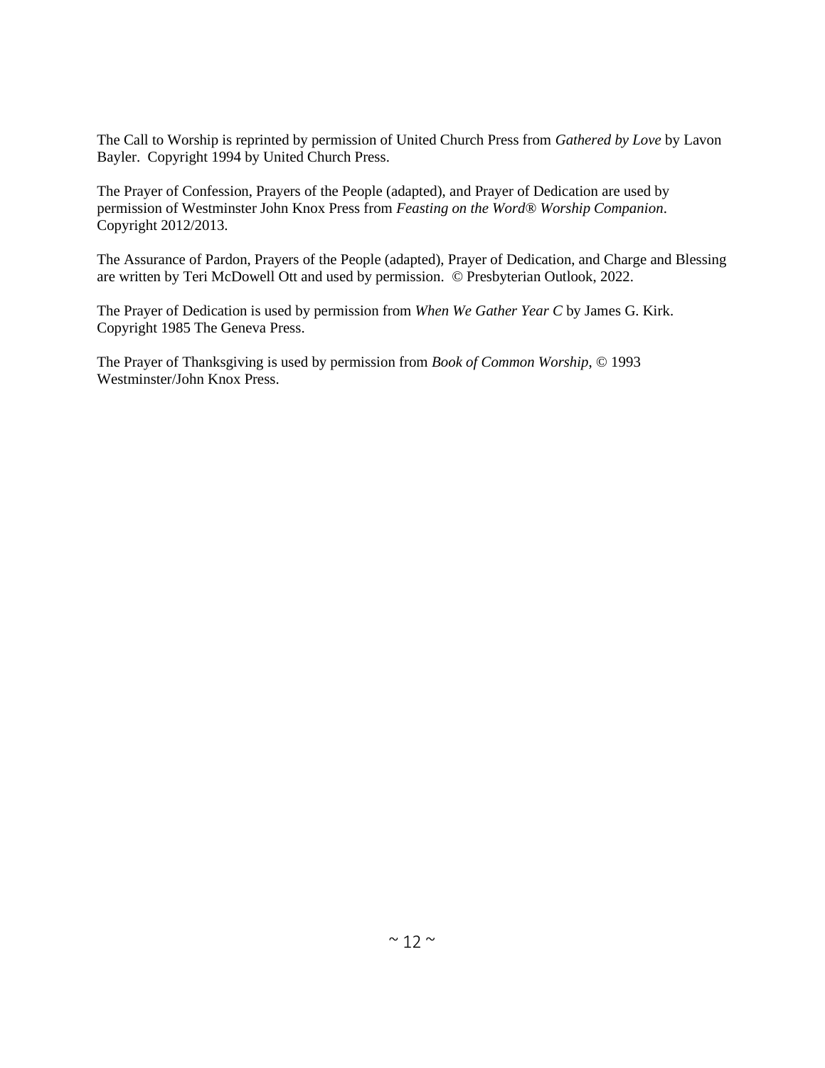The Call to Worship is reprinted by permission of United Church Press from *Gathered by Love* by Lavon Bayler. Copyright 1994 by United Church Press.

The Prayer of Confession, Prayers of the People (adapted), and Prayer of Dedication are used by permission of Westminster John Knox Press from *Feasting on the Word® Worship Companion*. Copyright 2012/2013.

The Assurance of Pardon, Prayers of the People (adapted), Prayer of Dedication, and Charge and Blessing are written by Teri McDowell Ott and used by permission. © Presbyterian Outlook, 2022.

The Prayer of Dedication is used by permission from *When We Gather Year C* by James G. Kirk. Copyright 1985 The Geneva Press.

The Prayer of Thanksgiving is used by permission from *Book of Common Worship*, © 1993 Westminster/John Knox Press.